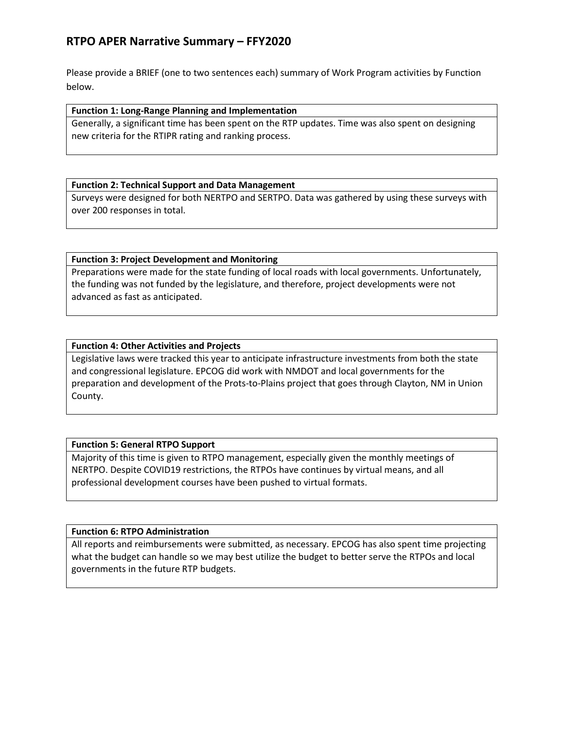# RTPO APER Narrative Summary – FFY2020

Please provide a BRIEF (one to two sentences each) summary of Work Program activities by Function below.

| **Function 1: Long-Range Planning and Implementation** |
|---|
| Generally, a significant time has been spent on the RTP updates. Time was also spent on designing new criteria for the RTIPR rating and ranking process. |

| **Function 2: Technical Support and Data Management** |
|---|
| Surveys were designed for both NERTPO and SERTPO. Data was gathered by using these surveys with over 200 responses in total. |

| **Function 3: Project Development and Monitoring** |
|---|
| Preparations were made for the state funding of local roads with local governments. Unfortunately, the funding was not funded by the legislature, and therefore, project developments were not advanced as fast as anticipated. |

| **Function 4: Other Activities and Projects** |
|---|
| Legislative laws were tracked this year to anticipate infrastructure investments from both the state and congressional legislature. EPCOG did work with NMDOT and local governments for the preparation and development of the Prots-to-Plains project that goes through Clayton, NM in Union County. |

| **Function 5: General RTPO Support** |
|---|
| Majority of this time is given to RTPO management, especially given the monthly meetings of NERTPO. Despite COVID19 restrictions, the RTPOs have continues by virtual means, and all professional development courses have been pushed to virtual formats. |

| **Function 6: RTPO Administration** |
|---|
| All reports and reimbursements were submitted, as necessary. EPCOG has also spent time projecting what the budget can handle so we may best utilize the budget to better serve the RTPOs and local governments in the future RTP budgets. |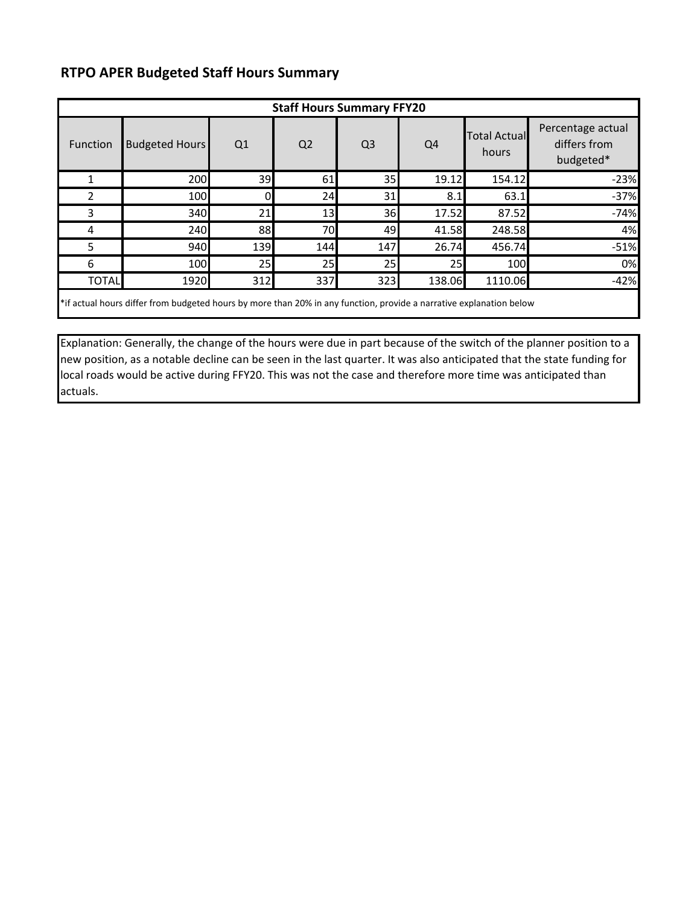## RTPO APER Budgeted Staff Hours Summary

| Staff Hours Summary FFY20 | | | | | | | |
|---|---|---|---|---|---|---|---|
| Function | Budgeted Hours | Q1 | Q2 | Q3 | Q4 | Total Actual hours | Percentage actual differs from budgeted* |
| 1 | 200 | 39 | 61 | 35 | 19.12 | 154.12 | -23% |
| 2 | 100 | 0 | 24 | 31 | 8.1 | 63.1 | -37% |
| 3 | 340 | 21 | 13 | 36 | 17.52 | 87.52 | -74% |
| 4 | 240 | 88 | 70 | 49 | 41.58 | 248.58 | 4% |
| 5 | 940 | 139 | 144 | 147 | 26.74 | 456.74 | -51% |
| 6 | 100 | 25 | 25 | 25 | 25 | 100 | 0% |
| TOTAL | 1920 | 312 | 337 | 323 | 138.06 | 1110.06 | -42% |

*if actual hours differ from budgeted hours by more than 20% in any function, provide a narrative explanation below

Explanation: Generally, the change of the hours were due in part because of the switch of the planner position to a new position, as a notable decline can be seen in the last quarter. It was also anticipated that the state funding for local roads would be active during FFY20. This was not the case and therefore more time was anticipated than actuals.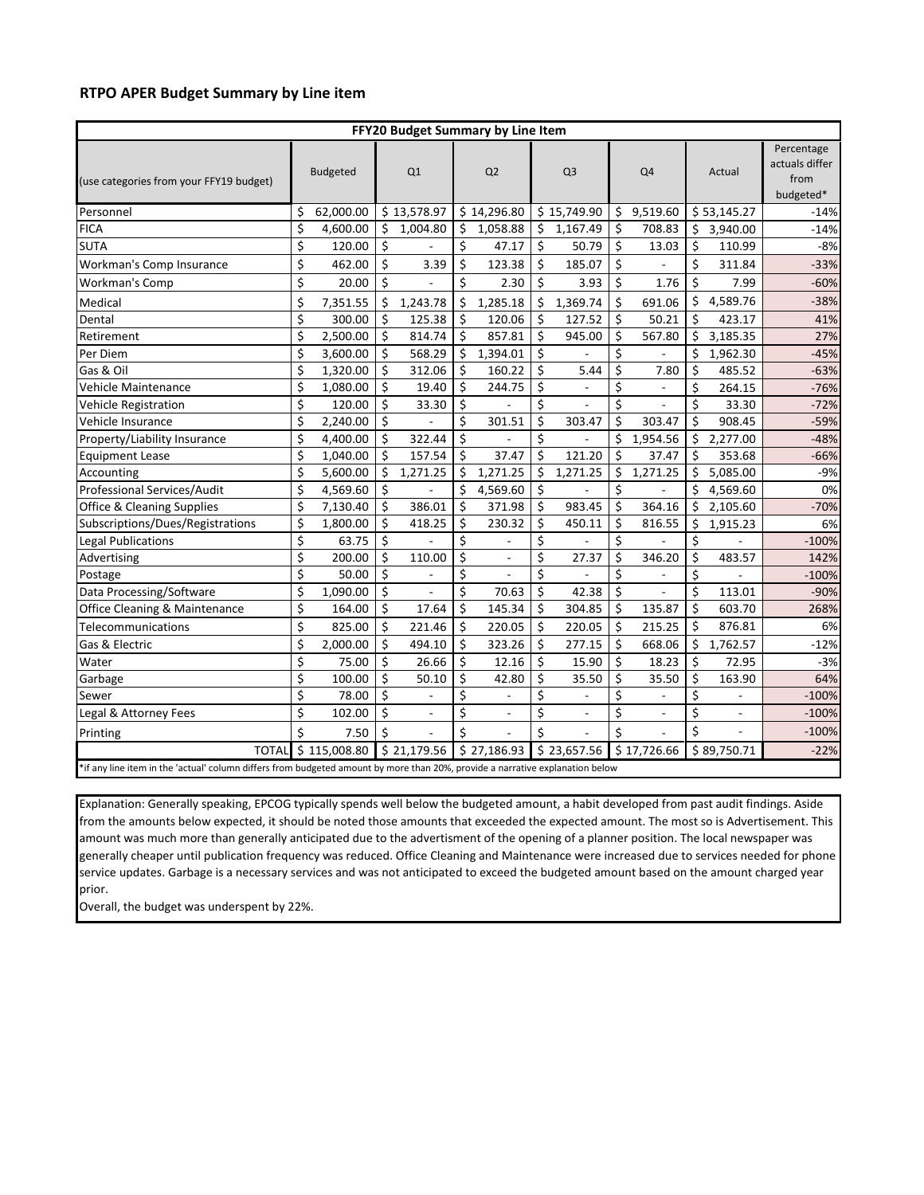## RTPO APER Budget Summary by Line item

| FFY20 Budget Summary by Line Item | | | | | | | |
|---|---|---|---|---|---|---|---|
| (use categories from your FFY19 budget) | Budgeted | Q1 | Q2 | Q3 | Q4 | Actual | Percentage actuals differ from budgeted* |
| Personnel | $ 62,000.00 | $ 13,578.97 | $ 14,296.80 | $ 15,749.90 | $ 9,519.60 | $ 53,145.27 | -14% |
| FICA | $ 4,600.00 | $ 1,004.80 | $ 1,058.88 | $ 1,167.49 | $ 708.83 | $ 3,940.00 | -14% |
| SUTA | $ 120.00 | $ - | $ 47.17 | $ 50.79 | $ 13.03 | $ 110.99 | -8% |
| Workman's Comp Insurance | $ 462.00 | $ 3.39 | $ 123.38 | $ 185.07 | $ - | $ 311.84 | -33% |
| Workman's Comp | $ 20.00 | $ - | $ 2.30 | $ 3.93 | $ 1.76 | $ 7.99 | -60% |
| Medical | $ 7,351.55 | $ 1,243.78 | $ 1,285.18 | $ 1,369.74 | $ 691.06 | $ 4,589.76 | -38% |
| Dental | $ 300.00 | $ 125.38 | $ 120.06 | $ 127.52 | $ 50.21 | $ 423.17 | 41% |
| Retirement | $ 2,500.00 | $ 814.74 | $ 857.81 | $ 945.00 | $ 567.80 | $ 3,185.35 | 27% |
| Per Diem | $ 3,600.00 | $ 568.29 | $ 1,394.01 | $ - | $ - | $ 1,962.30 | -45% |
| Gas & Oil | $ 1,320.00 | $ 312.06 | $ 160.22 | $ 5.44 | $ 7.80 | $ 485.52 | -63% |
| Vehicle Maintenance | $ 1,080.00 | $ 19.40 | $ 244.75 | $ - | $ - | $ 264.15 | -76% |
| Vehicle Registration | $ 120.00 | $ 33.30 | $ - | $ - | $ - | $ 33.30 | -72% |
| Vehicle Insurance | $ 2,240.00 | $ - | $ 301.51 | $ 303.47 | $ 303.47 | $ 908.45 | -59% |
| Property/Liability Insurance | $ 4,400.00 | $ 322.44 | $ - | $ - | $ 1,954.56 | $ 2,277.00 | -48% |
| Equipment Lease | $ 1,040.00 | $ 157.54 | $ 37.47 | $ 121.20 | $ 37.47 | $ 353.68 | -66% |
| Accounting | $ 5,600.00 | $ 1,271.25 | $ 1,271.25 | $ 1,271.25 | $ 1,271.25 | $ 5,085.00 | -9% |
| Professional Services/Audit | $ 4,569.60 | $ - | $ 4,569.60 | $ - | $ - | $ 4,569.60 | 0% |
| Office & Cleaning Supplies | $ 7,130.40 | $ 386.01 | $ 371.98 | $ 983.45 | $ 364.16 | $ 2,105.60 | -70% |
| Subscriptions/Dues/Registrations | $ 1,800.00 | $ 418.25 | $ 230.32 | $ 450.11 | $ 816.55 | $ 1,915.23 | 6% |
| Legal Publications | $ 63.75 | $ - | $ - | $ - | $ - | $ - | -100% |
| Advertising | $ 200.00 | $ 110.00 | $ - | $ 27.37 | $ 346.20 | $ 483.57 | 142% |
| Postage | $ 50.00 | $ - | $ - | $ - | $ - | $ - | -100% |
| Data Processing/Software | $ 1,090.00 | $ - | $ 70.63 | $ 42.38 | $ - | $ 113.01 | -90% |
| Office Cleaning & Maintenance | $ 164.00 | $ 17.64 | $ 145.34 | $ 304.85 | $ 135.87 | $ 603.70 | 268% |
| Telecommunications | $ 825.00 | $ 221.46 | $ 220.05 | $ 220.05 | $ 215.25 | $ 876.81 | 6% |
| Gas & Electric | $ 2,000.00 | $ 494.10 | $ 323.26 | $ 277.15 | $ 668.06 | $ 1,762.57 | -12% |
| Water | $ 75.00 | $ 26.66 | $ 12.16 | $ 15.90 | $ 18.23 | $ 72.95 | -3% |
| Garbage | $ 100.00 | $ 50.10 | $ 42.80 | $ 35.50 | $ 35.50 | $ 163.90 | 64% |
| Sewer | $ 78.00 | $ - | $ - | $ - | $ - | $ - | -100% |
| Legal & Attorney Fees | $ 102.00 | $ - | $ - | $ - | $ - | $ - | -100% |
| Printing | $ 7.50 | $ - | $ - | $ - | $ - | $ - | -100% |
| TOTAL | $ 115,008.80 | $ 21,179.56 | $ 27,186.93 | $ 23,657.56 | $ 17,726.66 | $ 89,750.71 | -22% |

*if any line item in the 'actual' column differs from budgeted amount by more than 20%, provide a narrative explanation below

Explanation: Generally speaking, EPCOG typically spends well below the budgeted amount, a habit developed from past audit findings. Aside from the amounts below expected, it should be noted those amounts that exceeded the expected amount. The most so is Advertisement. This amount was much more than generally anticipated due to the advertisment of the opening of a planner position. The local newspaper was generally cheaper until publication frequency was reduced. Office Cleaning and Maintenance were increased due to services needed for phone service updates. Garbage is a necessary services and was not anticipated to exceed the budgeted amount based on the amount charged year prior.

Overall, the budget was underspent by 22%.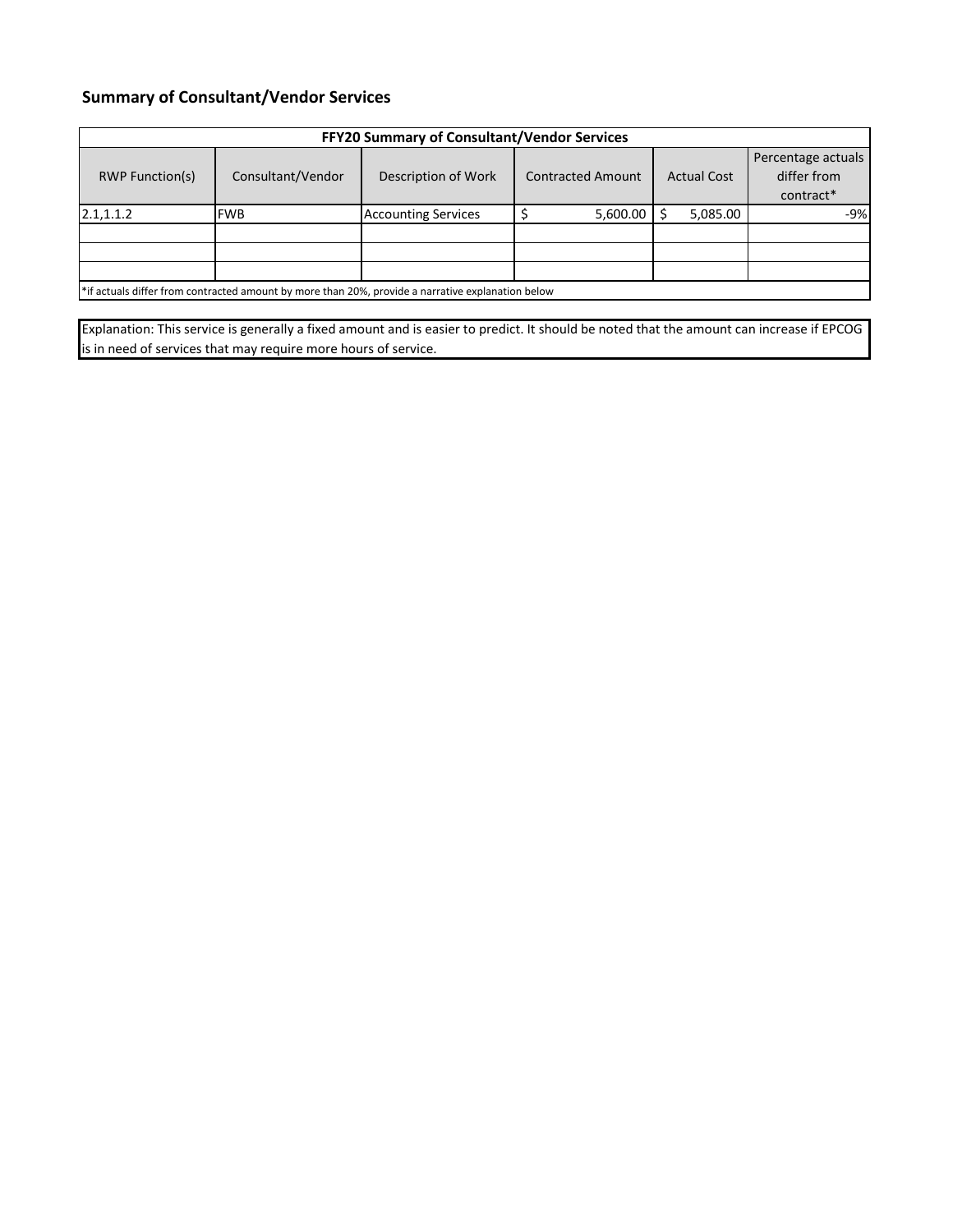## Summary of Consultant/Vendor Services

| FFY20 Summary of Consultant/Vendor Services | | | | | |
|---|---|---|---|---|---|
| RWP Function(s) | Consultant/Vendor | Description of Work | Contracted Amount | Actual Cost | Percentage actuals differ from contract* |
| 2.1,1.1.2 | FWB | Accounting Services | $ 5,600.00 | $ 5,085.00 | -9% |
| | | | | | |
| | | | | | |
| | | | | | |

*if actuals differ from contracted amount by more than 20%, provide a narrative explanation below

Explanation: This service is generally a fixed amount and is easier to predict. It should be noted that the amount can increase if EPCOG is in need of services that may require more hours of service.